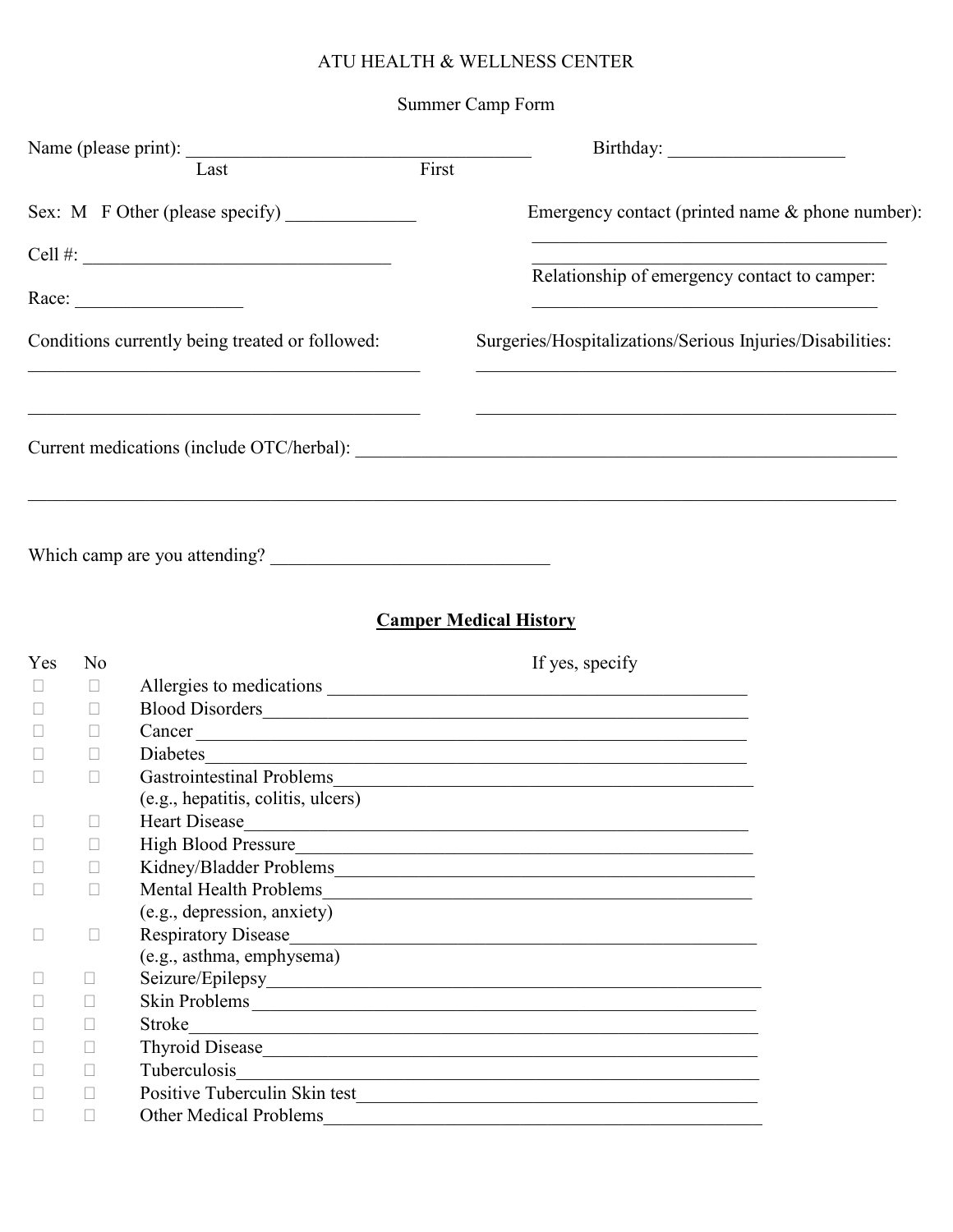ATU HEALTH & WELLNESS CENTER

Summer Camp Form

Name (please print): ______________________________________ Birthday: ___________________
Last First

Sex: M F Other (please specify) ______________

Cell #: _________________________________

Race: _________________

Emergency contact (printed name & phone number):

_______________________________________

_______________________________________

Relationship of emergency contact to camper:

_______________________________________

Conditions currently being treated or followed:

___________________________________________

___________________________________________

Surgeries/Hospitalizations/Serious Injuries/Disabilities:

______________________________________________

______________________________________________

Current medications (include OTC/herbal): ___________________________________________________________

_______________________________________________________________________________________________

Which camp are you attending? ______________________________

## Camper Medical History

| Yes | No | | If yes, specify |
|---|---|---|---|
| ☐ | ☐ | Allergies to medications | ______________________________________________ |
| ☐ | ☐ | Blood Disorders | ______________________________________________ |
| ☐ | ☐ | Cancer | ______________________________________________ |
| ☐ | ☐ | Diabetes | ______________________________________________ |
| ☐ | ☐ | Gastrointestinal Problems (e.g., hepatitis, colitis, ulcers) | ______________________________________________ |
| ☐ | ☐ | Heart Disease | ______________________________________________ |
| ☐ | ☐ | High Blood Pressure | ______________________________________________ |
| ☐ | ☐ | Kidney/Bladder Problems | ______________________________________________ |
| ☐ | ☐ | Mental Health Problems (e.g., depression, anxiety) | ______________________________________________ |
| ☐ | ☐ | Respiratory Disease (e.g., asthma, emphysema) | ______________________________________________ |
| ☐ | ☐ | Seizure/Epilepsy | ______________________________________________ |
| ☐ | ☐ | Skin Problems | ______________________________________________ |
| ☐ | ☐ | Stroke | ______________________________________________ |
| ☐ | ☐ | Thyroid Disease | ______________________________________________ |
| ☐ | ☐ | Tuberculosis | ______________________________________________ |
| ☐ | ☐ | Positive Tuberculin Skin test | ______________________________________________ |
| ☐ | ☐ | Other Medical Problems | ______________________________________________ |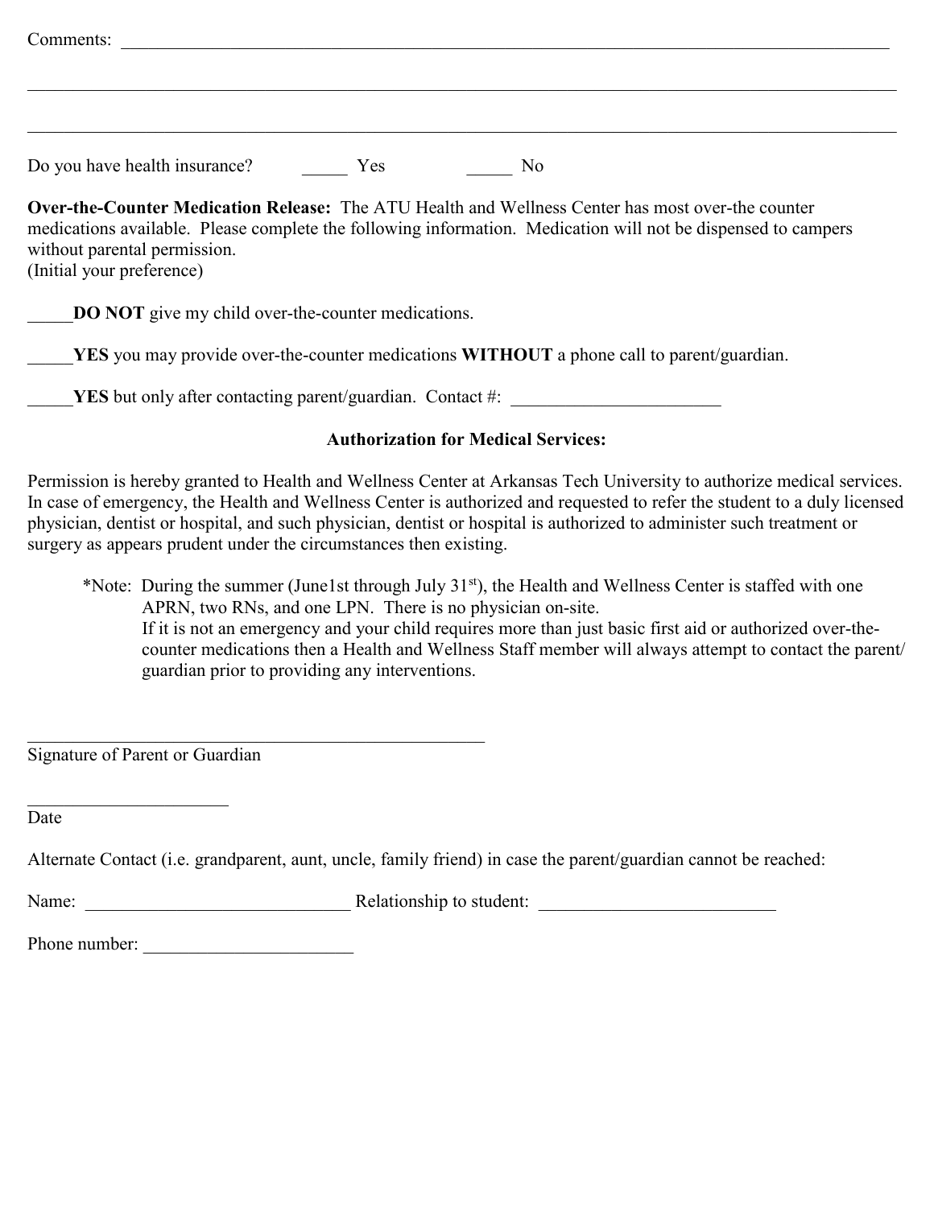Comments: ______________________________________________________________________________________

______________________________________________________________________________________________

______________________________________________________________________________________________

Do you have health insurance? _____ Yes _____ No

**Over-the-Counter Medication Release:** The ATU Health and Wellness Center has most over-the counter medications available. Please complete the following information. Medication will not be dispensed to campers without parental permission.
(Initial your preference)

_____**DO NOT** give my child over-the-counter medications.

_____**YES** you may provide over-the-counter medications **WITHOUT** a phone call to parent/guardian.

_____**YES** but only after contacting parent/guardian. Contact #: ________________________

**Authorization for Medical Services:**

Permission is hereby granted to Health and Wellness Center at Arkansas Tech University to authorize medical services. In case of emergency, the Health and Wellness Center is authorized and requested to refer the student to a duly licensed physician, dentist or hospital, and such physician, dentist or hospital is authorized to administer such treatment or surgery as appears prudent under the circumstances then existing.

> *Note: During the summer (June1st through July 31st), the Health and Wellness Center is staffed with one APRN, two RNs, and one LPN. There is no physician on-site.
> If it is not an emergency and your child requires more than just basic first aid or authorized over-the-counter medications then a Health and Wellness Staff member will always attempt to contact the parent/guardian prior to providing any interventions.

___________________________________________________
Signature of Parent or Guardian

______________________
Date

Alternate Contact (i.e. grandparent, aunt, uncle, family friend) in case the parent/guardian cannot be reached:

Name: _____________________________ Relationship to student: __________________________

Phone number: _______________________